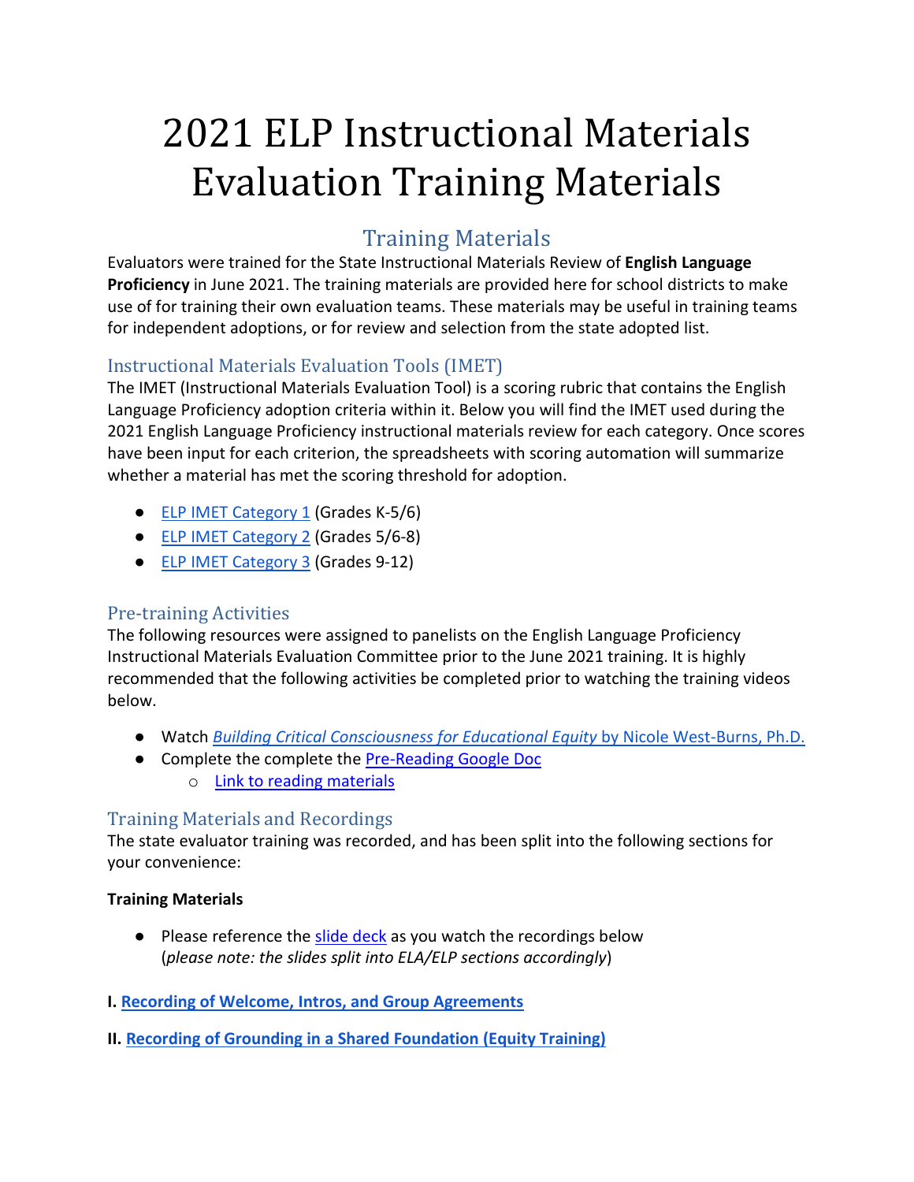# 2021 ELP Instructional Materials Evaluation Training Materials

## Training Materials

Evaluators were trained for the State Instructional Materials Review of **English Language Proficiency** in June 2021. The training materials are provided here for school districts to make use of for training their own evaluation teams. These materials may be useful in training teams for independent adoptions, or for review and selection from the state adopted list.

### Instructional Materials Evaluation Tools (IMET)

The IMET (Instructional Materials Evaluation Tool) is a scoring rubric that contains the English Language Proficiency adoption criteria within it. Below you will find the IMET used during the 2021 English Language Proficiency instructional materials review for each category. Once scores have been input for each criterion, the spreadsheets with scoring automation will summarize whether a material has met the scoring threshold for adoption.

- ELP IMET Category 1 (Grades K-5/6)
- ELP IMET Category 2 (Grades 5/6-8)
- ELP IMET Category 3 (Grades 9-12)

### Pre-training Activities

The following resources were assigned to panelists on the English Language Proficiency Instructional Materials Evaluation Committee prior to the June 2021 training. It is highly recommended that the following activities be completed prior to watching the training videos below.

- Watch *Building Critical Consciousness for Educational Equity* by Nicole West-Burns, Ph.D.
- Complete the complete the Pre-Reading Google Doc
  - Link to reading materials

### Training Materials and Recordings

The state evaluator training was recorded, and has been split into the following sections for your convenience:

**Training Materials**

- Please reference the slide deck as you watch the recordings below (*please note: the slides split into ELA/ELP sections accordingly*)

**I. Recording of Welcome, Intros, and Group Agreements**

**II. Recording of Grounding in a Shared Foundation (Equity Training)**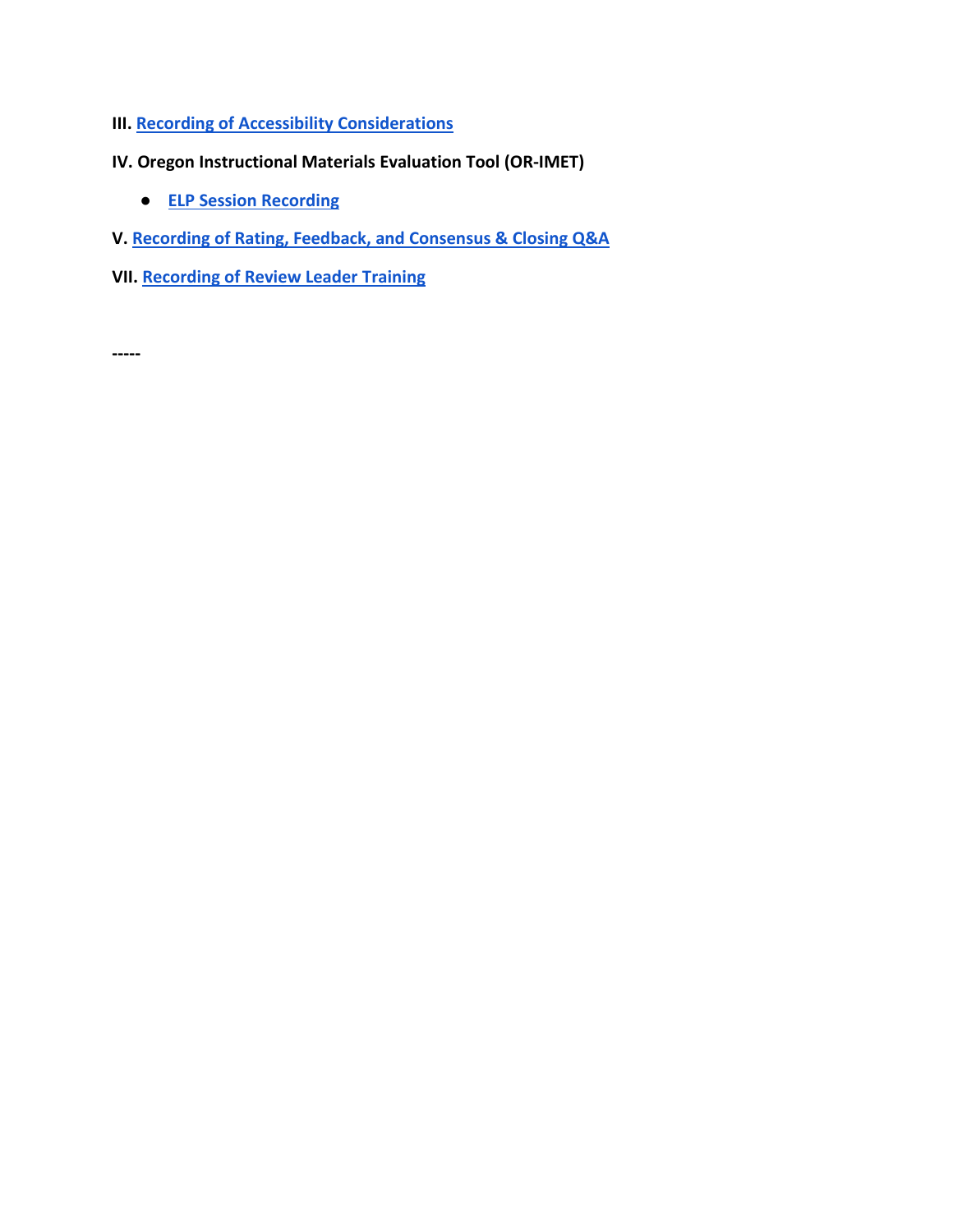**III. Recording of Accessibility Considerations**

**IV. Oregon Instructional Materials Evaluation Tool (OR-IMET)**

- **ELP Session Recording**

**V. Recording of Rating, Feedback, and Consensus & Closing Q&A**

**VII. Recording of Review Leader Training**

-----